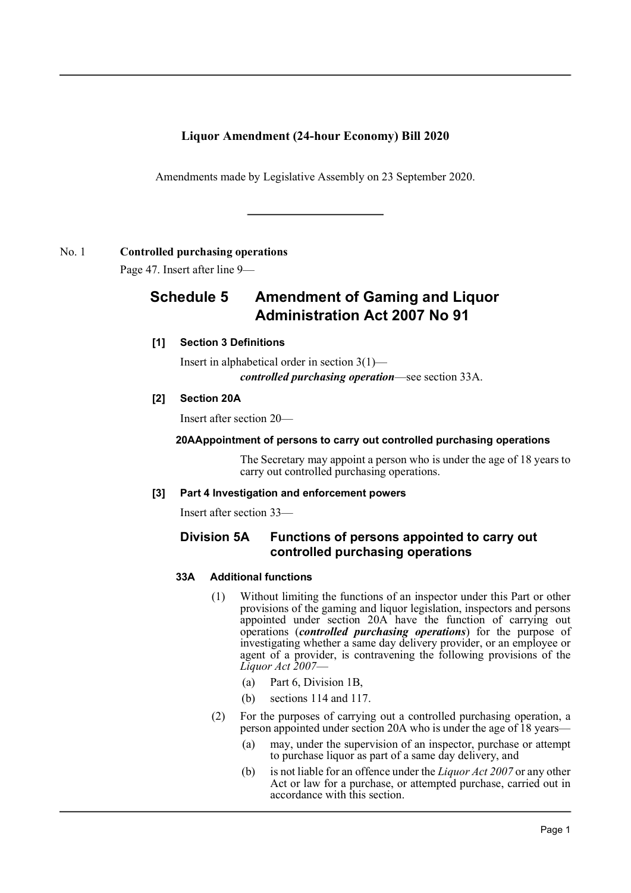# Liquor Amendment (24-hour Economy) Bill 2020

Amendments made by Legislative Assembly on 23 September 2020.

---

No. 1 **Controlled purchasing operations**

Page 47. Insert after line 9—

## Schedule 5 Amendment of Gaming and Liquor Administration Act 2007 No 91

### [1] Section 3 Definitions

Insert in alphabetical order in section 3(1)—

***controlled purchasing operation***—see section 33A.

### [2] Section 20A

Insert after section 20—

#### 20A Appointment of persons to carry out controlled purchasing operations

The Secretary may appoint a person who is under the age of 18 years to carry out controlled purchasing operations.

### [3] Part 4 Investigation and enforcement powers

Insert after section 33—

### Division 5A Functions of persons appointed to carry out controlled purchasing operations

#### 33A Additional functions

(1) Without limiting the functions of an inspector under this Part or other provisions of the gaming and liquor legislation, inspectors and persons appointed under section 20A have the function of carrying out operations (***controlled purchasing operations***) for the purpose of investigating whether a same day delivery provider, or an employee or agent of a provider, is contravening the following provisions of the *Liquor Act 2007*—

- (a) Part 6, Division 1B,
- (b) sections 114 and 117.

(2) For the purposes of carrying out a controlled purchasing operation, a person appointed under section 20A who is under the age of 18 years—

- (a) may, under the supervision of an inspector, purchase or attempt to purchase liquor as part of a same day delivery, and
- (b) is not liable for an offence under the *Liquor Act 2007* or any other Act or law for a purchase, or attempted purchase, carried out in accordance with this section.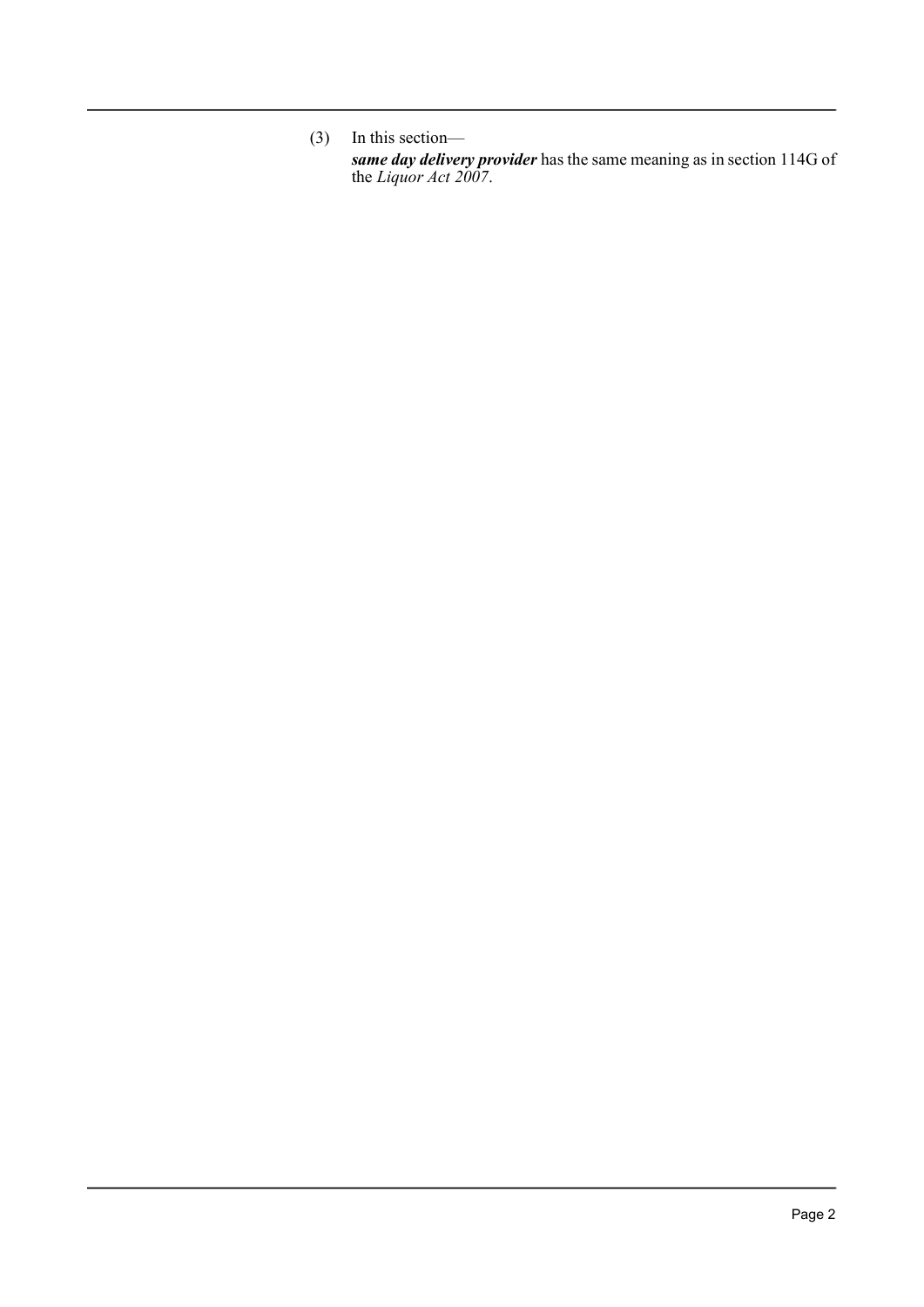(3) In this section—

***same day delivery provider*** has the same meaning as in section 114G of the *Liquor Act 2007*.